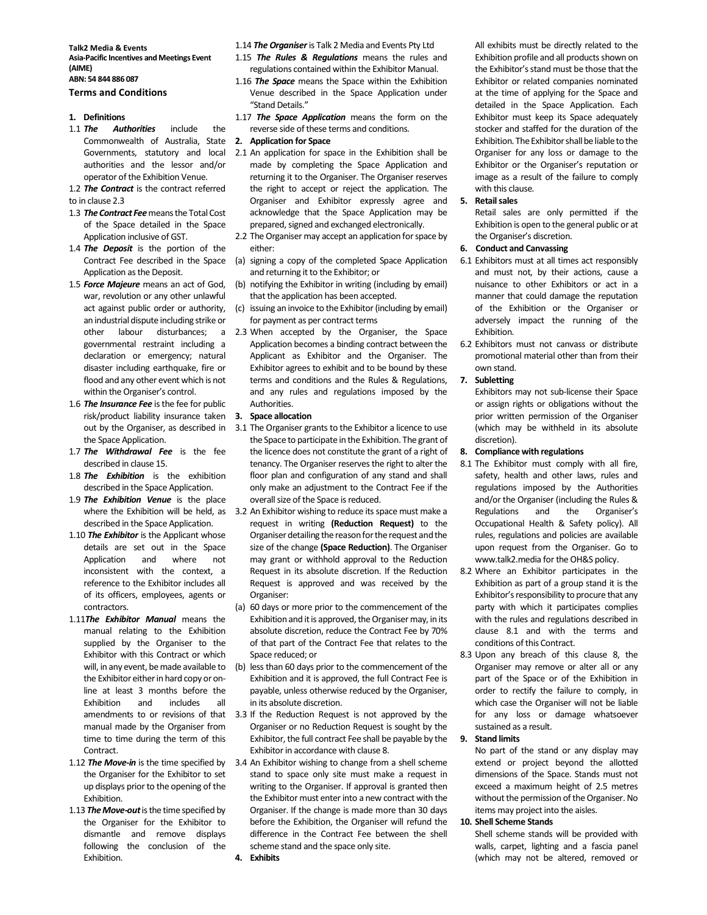**Talk2 Media & Events**
**Asia-Pacific Incentives and Meetings Event (AIME)**
**ABN: 54 844 886 087**

## Terms and Conditions

### 1. Definitions

1.1 ***The Authorities*** include the Commonwealth of Australia, State Governments, statutory and local authorities and the lessor and/or operator of the Exhibition Venue.

1.2 ***The Contract*** is the contract referred to in clause 2.3

1.3 ***The Contract Fee*** means the Total Cost of the Space detailed in the Space Application inclusive of GST.

1.4 ***The Deposit*** is the portion of the Contract Fee described in the Space Application as the Deposit.

1.5 ***Force Majeure*** means an act of God, war, revolution or any other unlawful act against public order or authority, an industrial dispute including strike or other labour disturbances; a governmental restraint including a declaration or emergency; natural disaster including earthquake, fire or flood and any other event which is not within the Organiser's control.

1.6 ***The Insurance Fee*** is the fee for public risk/product liability insurance taken out by the Organiser, as described in the Space Application.

1.7 ***The Withdrawal Fee*** is the fee described in clause 15.

1.8 ***The Exhibition*** is the exhibition described in the Space Application.

1.9 ***The Exhibition Venue*** is the place where the Exhibition will be held, as described in the Space Application.

1.10 ***The Exhibitor*** is the Applicant whose details are set out in the Space Application and where not inconsistent with the context, a reference to the Exhibitor includes all of its officers, employees, agents or contractors.

1.11 ***The Exhibitor Manual*** means the manual relating to the Exhibition supplied by the Organiser to the Exhibitor with this Contract or which will, in any event, be made available to the Exhibitor either in hard copy or on-line at least 3 months before the Exhibition and includes all amendments to or revisions of that manual made by the Organiser from time to time during the term of this Contract.

1.12 ***The Move-in*** is the time specified by the Organiser for the Exhibitor to set up displays prior to the opening of the Exhibition.

1.13 ***The Move-out*** is the time specified by the Organiser for the Exhibitor to dismantle and remove displays following the conclusion of the Exhibition.

1.14 ***The Organiser*** is Talk 2 Media and Events Pty Ltd

1.15 ***The Rules & Regulations*** means the rules and regulations contained within the Exhibitor Manual.

1.16 ***The Space*** means the Space within the Exhibition Venue described in the Space Application under "Stand Details."

1.17 ***The Space Application*** means the form on the reverse side of these terms and conditions.

### 2. Application for Space

2.1 An application for space in the Exhibition shall be made by completing the Space Application and returning it to the Organiser. The Organiser reserves the right to accept or reject the application. The Organiser and Exhibitor expressly agree and acknowledge that the Space Application may be prepared, signed and exchanged electronically.

2.2 The Organiser may accept an application for space by either:

(a) signing a copy of the completed Space Application and returning it to the Exhibitor; or

(b) notifying the Exhibitor in writing (including by email) that the application has been accepted.

(c) issuing an invoice to the Exhibitor (including by email) for payment as per contract terms

2.3 When accepted by the Organiser, the Space Application becomes a binding contract between the Applicant as Exhibitor and the Organiser. The Exhibitor agrees to exhibit and to be bound by these terms and conditions and the Rules & Regulations, and any rules and regulations imposed by the Authorities.

### 3. Space allocation

3.1 The Organiser grants to the Exhibitor a licence to use the Space to participate in the Exhibition. The grant of the licence does not constitute the grant of a right of tenancy. The Organiser reserves the right to alter the floor plan and configuration of any stand and shall only make an adjustment to the Contract Fee if the overall size of the Space is reduced.

3.2 An Exhibitor wishing to reduce its space must make a request in writing **(Reduction Request)** to the Organiser detailing the reason for the request and the size of the change **(Space Reduction)**. The Organiser may grant or withhold approval to the Reduction Request in its absolute discretion. If the Reduction Request is approved and was received by the Organiser:

(a) 60 days or more prior to the commencement of the Exhibition and it is approved, the Organiser may, in its absolute discretion, reduce the Contract Fee by 70% of that part of the Contract Fee that relates to the Space reduced; or

(b) less than 60 days prior to the commencement of the Exhibition and it is approved, the full Contract Fee is payable, unless otherwise reduced by the Organiser, in its absolute discretion.

3.3 If the Reduction Request is not approved by the Organiser or no Reduction Request is sought by the Exhibitor, the full contract fee shall be payable by the Exhibitor in accordance with clause 8.

3.4 An Exhibitor wishing to change from a shell scheme stand to space only site must make a request in writing to the Organiser. If approval is granted then the Exhibitor must enter into a new contract with the Organiser. If the change is made more than 30 days before the Exhibition, the Organiser will refund the difference in the Contract Fee between the shell scheme stand and the space only site.

### 4. Exhibits

All exhibits must be directly related to the Exhibition profile and all products shown on the Exhibitor's stand must be those that the Exhibitor or related companies nominated at the time of applying for the Space and detailed in the Space Application. Each Exhibitor must keep its Space adequately stocker and staffed for the duration of the Exhibition. The Exhibitor shall be liable to the Organiser for any loss or damage to the Exhibitor or the Organiser's reputation or image as a result of the failure to comply with this clause.

### 5. Retail sales

Retail sales are only permitted if the Exhibition is open to the general public or at the Organiser's discretion.

### 6. Conduct and Canvassing

6.1 Exhibitors must at all times act responsibly and must not, by their actions, cause a nuisance to other Exhibitors or act in a manner that could damage the reputation of the Exhibition or the Organiser or adversely impact the running of the Exhibition.

6.2 Exhibitors must not canvass or distribute promotional material other than from their own stand.

### 7. Subletting

Exhibitors may not sub-license their Space or assign rights or obligations without the prior written permission of the Organiser (which may be withheld in its absolute discretion).

### 8. Compliance with regulations

8.1 The Exhibitor must comply with all fire, safety, health and other laws, rules and regulations imposed by the Authorities and/or the Organiser (including the Rules & Regulations and the Organiser's Occupational Health & Safety policy). All rules, regulations and policies are available upon request from the Organiser. Go to www.talk2.media for the OH&S policy.

8.2 Where an Exhibitor participates in the Exhibition as part of a group stand it is the Exhibitor's responsibility to procure that any party with which it participates complies with the rules and regulations described in clause 8.1 and with the terms and conditions of this Contract.

8.3 Upon any breach of this clause 8, the Organiser may remove or alter all or any part of the Space or of the Exhibition in order to rectify the failure to comply, in which case the Organiser will not be liable for any loss or damage whatsoever sustained as a result.

### 9. Stand limits

No part of the stand or any display may extend or project beyond the allotted dimensions of the Space. Stands must not exceed a maximum height of 2.5 metres without the permission of the Organiser. No items may project into the aisles.

### 10. Shell Scheme Stands

Shell scheme stands will be provided with walls, carpet, lighting and a fascia panel (which may not be altered, removed or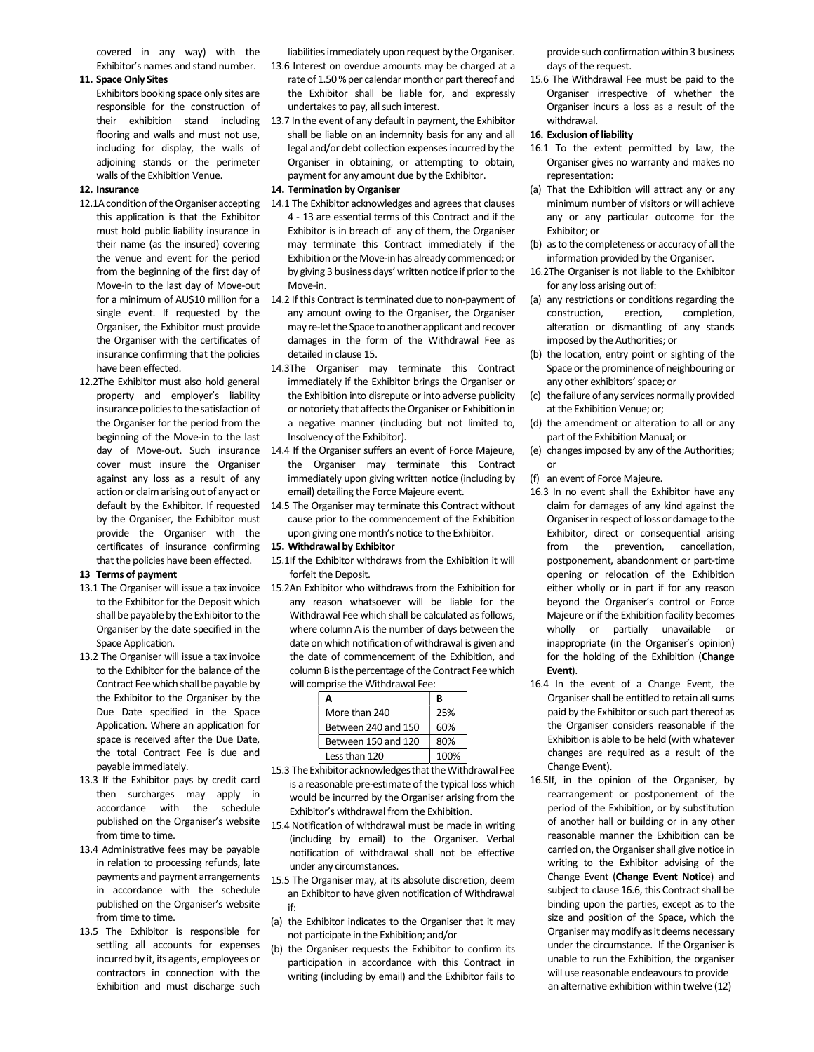covered in any way) with the Exhibitor's names and stand number.

**11. Space Only Sites**

Exhibitors booking space only sites are responsible for the construction of their exhibition stand including flooring and walls and must not use, including for display, the walls of adjoining stands or the perimeter walls of the Exhibition Venue.

**12. Insurance**

12.1 A condition of the Organiser accepting this application is that the Exhibitor must hold public liability insurance in their name (as the insured) covering the venue and event for the period from the beginning of the first day of Move-in to the last day of Move-out for a minimum of AU$10 million for a single event. If requested by the Organiser, the Exhibitor must provide the Organiser with the certificates of insurance confirming that the policies have been effected.

12.2 The Exhibitor must also hold general property and employer's liability insurance policies to the satisfaction of the Organiser for the period from the beginning of the Move-in to the last day of Move-out. Such insurance cover must insure the Organiser against any loss as a result of any action or claim arising out of any act or default by the Exhibitor. If requested by the Organiser, the Exhibitor must provide the Organiser with the certificates of insurance confirming that the policies have been effected.

**13 Terms of payment**

13.1 The Organiser will issue a tax invoice to the Exhibitor for the Deposit which shall be payable by the Exhibitor to the Organiser by the date specified in the Space Application.

13.2 The Organiser will issue a tax invoice to the Exhibitor for the balance of the Contract Fee which shall be payable by the Exhibitor to the Organiser by the Due Date specified in the Space Application. Where an application for space is received after the Due Date, the total Contract Fee is due and payable immediately.

13.3 If the Exhibitor pays by credit card then surcharges may apply in accordance with the schedule published on the Organiser's website from time to time.

13.4 Administrative fees may be payable in relation to processing refunds, late payments and payment arrangements in accordance with the schedule published on the Organiser's website from time to time.

13.5 The Exhibitor is responsible for settling all accounts for expenses incurred by it, its agents, employees or contractors in connection with the Exhibition and must discharge such liabilities immediately upon request by the Organiser.

13.6 Interest on overdue amounts may be charged at a rate of 1.50 % per calendar month or part thereof and the Exhibitor shall be liable for, and expressly undertakes to pay, all such interest.

13.7 In the event of any default in payment, the Exhibitor shall be liable on an indemnity basis for any and all legal and/or debt collection expenses incurred by the Organiser in obtaining, or attempting to obtain, payment for any amount due by the Exhibitor.

**14. Termination by Organiser**

14.1 The Exhibitor acknowledges and agrees that clauses 4 - 13 are essential terms of this Contract and if the Exhibitor is in breach of any of them, the Organiser may terminate this Contract immediately if the Exhibition or the Move-in has already commenced; or by giving 3 business days' written notice if prior to the Move-in.

14.2 If this Contract is terminated due to non-payment of any amount owing to the Organiser, the Organiser may re-let the Space to another applicant and recover damages in the form of the Withdrawal Fee as detailed in clause 15.

14.3 The Organiser may terminate this Contract immediately if the Exhibitor brings the Organiser or the Exhibition into disrepute or into adverse publicity or notoriety that affects the Organiser or Exhibition in a negative manner (including but not limited to, Insolvency of the Exhibitor).

14.4 If the Organiser suffers an event of Force Majeure, the Organiser may terminate this Contract immediately upon giving written notice (including by email) detailing the Force Majeure event.

14.5 The Organiser may terminate this Contract without cause prior to the commencement of the Exhibition upon giving one month's notice to the Exhibitor.

**15. Withdrawal by Exhibitor**

15.1 If the Exhibitor withdraws from the Exhibition it will forfeit the Deposit.

15.2 An Exhibitor who withdraws from the Exhibition for any reason whatsoever will be liable for the Withdrawal Fee which shall be calculated as follows, where column A is the number of days between the date on which notification of withdrawal is given and the date of commencement of the Exhibition, and column B is the percentage of the Contract Fee which will comprise the Withdrawal Fee:

| A | B |
|---|---|
| More than 240 | 25% |
| Between 240 and 150 | 60% |
| Between 150 and 120 | 80% |
| Less than 120 | 100% |

15.3 The Exhibitor acknowledges that the Withdrawal Fee is a reasonable pre-estimate of the typical loss which would be incurred by the Organiser arising from the Exhibitor's withdrawal from the Exhibition.

15.4 Notification of withdrawal must be made in writing (including by email) to the Organiser. Verbal notification of withdrawal shall not be effective under any circumstances.

15.5 The Organiser may, at its absolute discretion, deem an Exhibitor to have given notification of Withdrawal if:

(a) the Exhibitor indicates to the Organiser that it may not participate in the Exhibition; and/or

(b) the Organiser requests the Exhibitor to confirm its participation in accordance with this Contract in writing (including by email) and the Exhibitor fails to provide such confirmation within 3 business days of the request.

15.6 The Withdrawal Fee must be paid to the Organiser irrespective of whether the Organiser incurs a loss as a result of the withdrawal.

**16. Exclusion of liability**

16.1 To the extent permitted by law, the Organiser gives no warranty and makes no representation:

(a) That the Exhibition will attract any or any minimum number of visitors or will achieve any or any particular outcome for the Exhibitor; or

(b) as to the completeness or accuracy of all the information provided by the Organiser.

16.2 The Organiser is not liable to the Exhibitor for any loss arising out of:

(a) any restrictions or conditions regarding the construction, erection, completion, alteration or dismantling of any stands imposed by the Authorities; or

(b) the location, entry point or sighting of the Space or the prominence of neighbouring or any other exhibitors' space; or

(c) the failure of any services normally provided at the Exhibition Venue; or;

(d) the amendment or alteration to all or any part of the Exhibition Manual; or

(e) changes imposed by any of the Authorities; or

(f) an event of Force Majeure.

16.3 In no event shall the Exhibitor have any claim for damages of any kind against the Organiser in respect of loss or damage to the Exhibitor, direct or consequential arising from the prevention, cancellation, postponement, abandonment or part-time opening or relocation of the Exhibition either wholly or in part if for any reason beyond the Organiser's control or Force Majeure or if the Exhibition facility becomes wholly or partially unavailable or inappropriate (in the Organiser's opinion) for the holding of the Exhibition (**Change Event**).

16.4 In the event of a Change Event, the Organiser shall be entitled to retain all sums paid by the Exhibitor or such part thereof as the Organiser considers reasonable if the Exhibition is able to be held (with whatever changes are required as a result of the Change Event).

16.5 If, in the opinion of the Organiser, by rearrangement or postponement of the period of the Exhibition, or by substitution of another hall or building or in any other reasonable manner the Exhibition can be carried on, the Organiser shall give notice in writing to the Exhibitor advising of the Change Event (**Change Event Notice**) and subject to clause 16.6, this Contract shall be binding upon the parties, except as to the size and position of the Space, which the Organiser may modify as it deems necessary under the circumstance. If the Organiser is unable to run the Exhibition, the organiser will use reasonable endeavours to provide an alternative exhibition within twelve (12)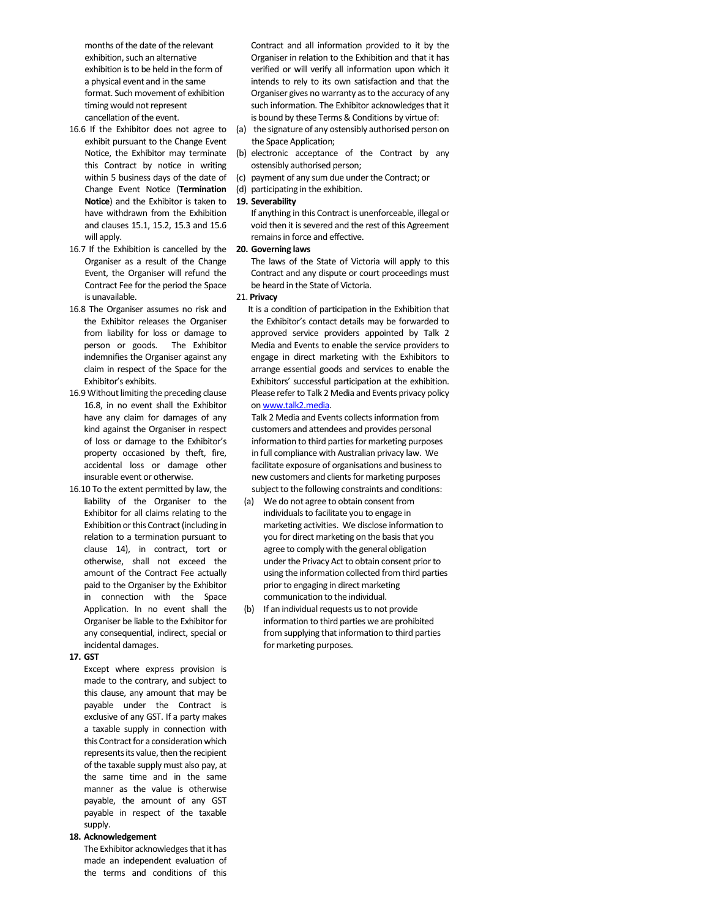months of the date of the relevant exhibition, such an alternative exhibition is to be held in the form of a physical event and in the same format. Such movement of exhibition timing would not represent cancellation of the event.

16.6 If the Exhibitor does not agree to exhibit pursuant to the Change Event Notice, the Exhibitor may terminate this Contract by notice in writing within 5 business days of the date of Change Event Notice (**Termination Notice**) and the Exhibitor is taken to have withdrawn from the Exhibition and clauses 15.1, 15.2, 15.3 and 15.6 will apply.

16.7 If the Exhibition is cancelled by the Organiser as a result of the Change Event, the Organiser will refund the Contract Fee for the period the Space is unavailable.

16.8 The Organiser assumes no risk and the Exhibitor releases the Organiser from liability for loss or damage to person or goods. The Exhibitor indemnifies the Organiser against any claim in respect of the Space for the Exhibitor's exhibits.

16.9 Without limiting the preceding clause 16.8, in no event shall the Exhibitor have any claim for damages of any kind against the Organiser in respect of loss or damage to the Exhibitor's property occasioned by theft, fire, accidental loss or damage other insurable event or otherwise.

16.10 To the extent permitted by law, the liability of the Organiser to the Exhibitor for all claims relating to the Exhibition or this Contract (including in relation to a termination pursuant to clause 14), in contract, tort or otherwise, shall not exceed the amount of the Contract Fee actually paid to the Organiser by the Exhibitor in connection with the Space Application. In no event shall the Organiser be liable to the Exhibitor for any consequential, indirect, special or incidental damages.

**17. GST**

Except where express provision is made to the contrary, and subject to this clause, any amount that may be payable under the Contract is exclusive of any GST. If a party makes a taxable supply in connection with this Contract for a consideration which represents its value, then the recipient of the taxable supply must also pay, at the same time and in the same manner as the value is otherwise payable, the amount of any GST payable in respect of the taxable supply.

**18. Acknowledgement**

The Exhibitor acknowledges that it has made an independent evaluation of the terms and conditions of this Contract and all information provided to it by the Organiser in relation to the Exhibition and that it has verified or will verify all information upon which it intends to rely to its own satisfaction and that the Organiser gives no warranty as to the accuracy of any such information. The Exhibitor acknowledges that it is bound by these Terms & Conditions by virtue of:

(a) the signature of any ostensibly authorised person on the Space Application;
(b) electronic acceptance of the Contract by any ostensibly authorised person;
(c) payment of any sum due under the Contract; or
(d) participating in the exhibition.

**19. Severability**

If anything in this Contract is unenforceable, illegal or void then it is severed and the rest of this Agreement remains in force and effective.

**20. Governing laws**

The laws of the State of Victoria will apply to this Contract and any dispute or court proceedings must be heard in the State of Victoria.

21. **Privacy**

It is a condition of participation in the Exhibition that the Exhibitor's contact details may be forwarded to approved service providers appointed by Talk 2 Media and Events to enable the service providers to engage in direct marketing with the Exhibitors to arrange essential goods and services to enable the Exhibitors' successful participation at the exhibition. Please refer to Talk 2 Media and Events privacy policy on [www.talk2.media](www.talk2.media).

Talk 2 Media and Events collects information from customers and attendees and provides personal information to third parties for marketing purposes in full compliance with Australian privacy law. We facilitate exposure of organisations and business to new customers and clients for marketing purposes subject to the following constraints and conditions:

(a) We do not agree to obtain consent from individuals to facilitate you to engage in marketing activities. We disclose information to you for direct marketing on the basis that you agree to comply with the general obligation under the Privacy Act to obtain consent prior to using the information collected from third parties prior to engaging in direct marketing communication to the individual.

(b) If an individual requests us to not provide information to third parties we are prohibited from supplying that information to third parties for marketing purposes.